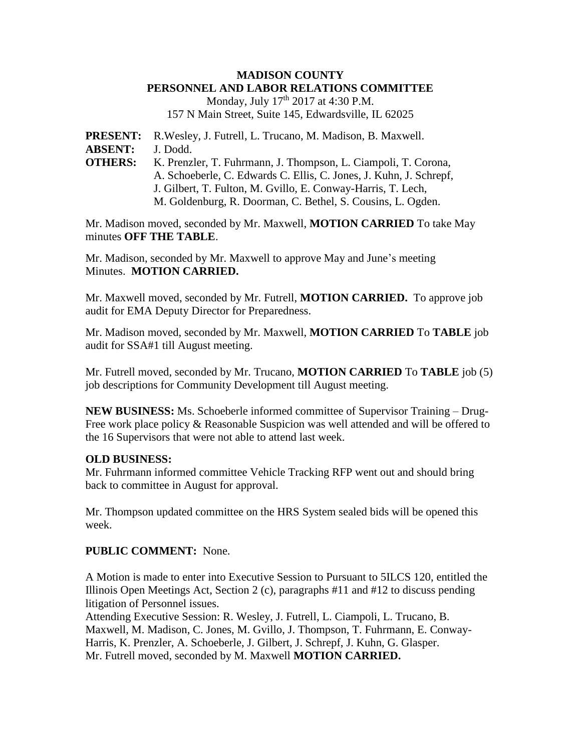**MADISON COUNTY**
**PERSONNEL AND LABOR RELATIONS COMMITTEE**
Monday, July 17th 2017 at 4:30 P.M.
157 N Main Street, Suite 145, Edwardsville, IL 62025

**PRESENT:** R.Wesley, J. Futrell, L. Trucano, M. Madison, B. Maxwell.
**ABSENT:** J. Dodd.
**OTHERS:** K. Prenzler, T. Fuhrmann, J. Thompson, L. Ciampoli, T. Corona, A. Schoeberle, C. Edwards C. Ellis, C. Jones, J. Kuhn, J. Schrepf, J. Gilbert, T. Fulton, M. Gvillo, E. Conway-Harris, T. Lech, M. Goldenburg, R. Doorman, C. Bethel, S. Cousins, L. Ogden.

Mr. Madison moved, seconded by Mr. Maxwell, **MOTION CARRIED** To take May minutes **OFF THE TABLE**.

Mr. Madison, seconded by Mr. Maxwell to approve May and June's meeting Minutes. **MOTION CARRIED.**

Mr. Maxwell moved, seconded by Mr. Futrell, **MOTION CARRIED.** To approve job audit for EMA Deputy Director for Preparedness.

Mr. Madison moved, seconded by Mr. Maxwell, **MOTION CARRIED** To **TABLE** job audit for SSA#1 till August meeting.

Mr. Futrell moved, seconded by Mr. Trucano, **MOTION CARRIED** To **TABLE** job (5) job descriptions for Community Development till August meeting.

**NEW BUSINESS:** Ms. Schoeberle informed committee of Supervisor Training – Drug-Free work place policy & Reasonable Suspicion was well attended and will be offered to the 16 Supervisors that were not able to attend last week.

**OLD BUSINESS:**
Mr. Fuhrmann informed committee Vehicle Tracking RFP went out and should bring back to committee in August for approval.

Mr. Thompson updated committee on the HRS System sealed bids will be opened this week.

**PUBLIC COMMENT:** None.

A Motion is made to enter into Executive Session to Pursuant to 5ILCS 120, entitled the Illinois Open Meetings Act, Section 2 (c), paragraphs #11 and #12 to discuss pending litigation of Personnel issues.
Attending Executive Session: R. Wesley, J. Futrell, L. Ciampoli, L. Trucano, B. Maxwell, M. Madison, C. Jones, M. Gvillo, J. Thompson, T. Fuhrmann, E. Conway-Harris, K. Prenzler, A. Schoeberle, J. Gilbert, J. Schrepf, J. Kuhn, G. Glasper.
Mr. Futrell moved, seconded by M. Maxwell **MOTION CARRIED.**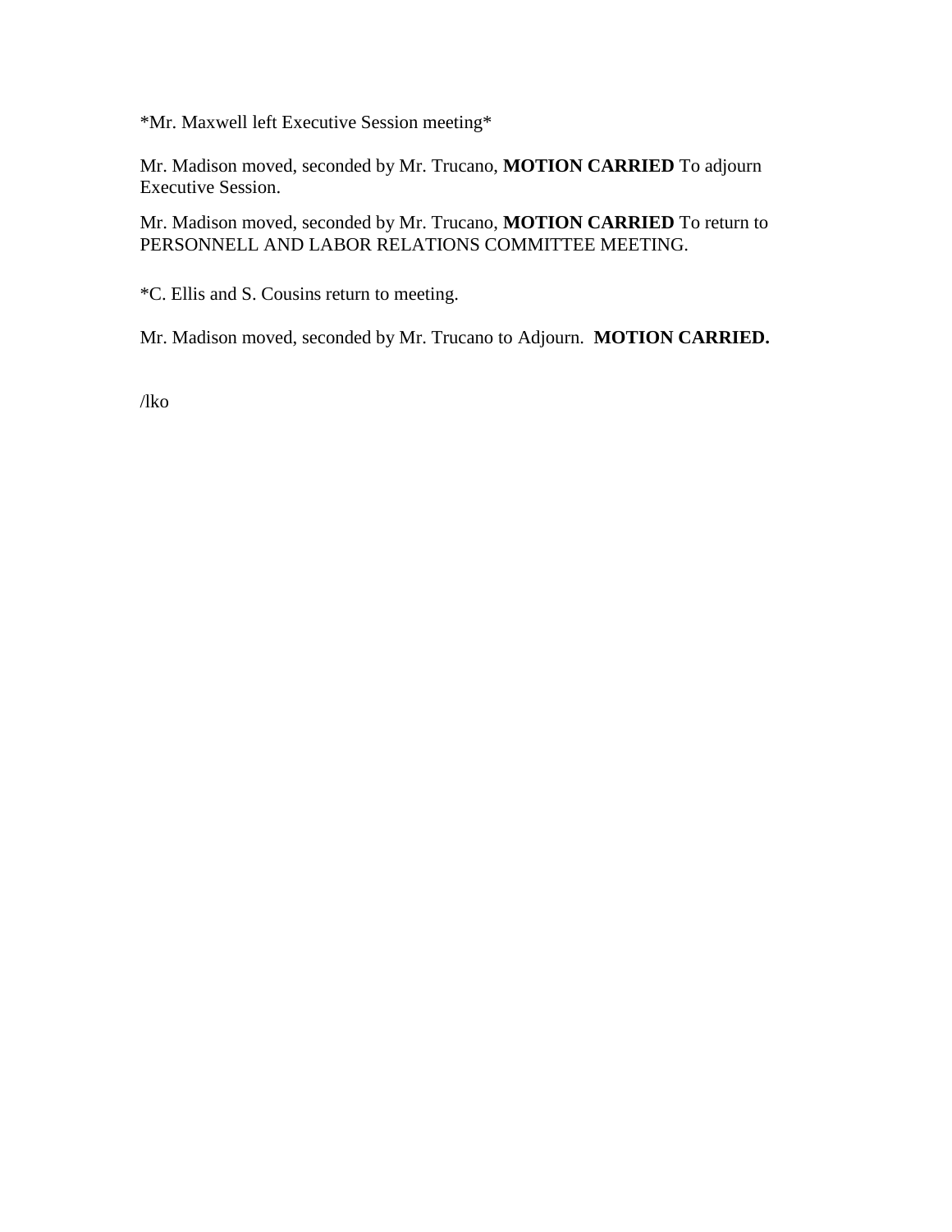*Mr. Maxwell left Executive Session meeting*

Mr. Madison moved, seconded by Mr. Trucano, **MOTION CARRIED** To adjourn Executive Session.

Mr. Madison moved, seconded by Mr. Trucano, **MOTION CARRIED** To return to PERSONNELL AND LABOR RELATIONS COMMITTEE MEETING.

*C. Ellis and S. Cousins return to meeting.

Mr. Madison moved, seconded by Mr. Trucano to Adjourn. **MOTION CARRIED.**

/lko